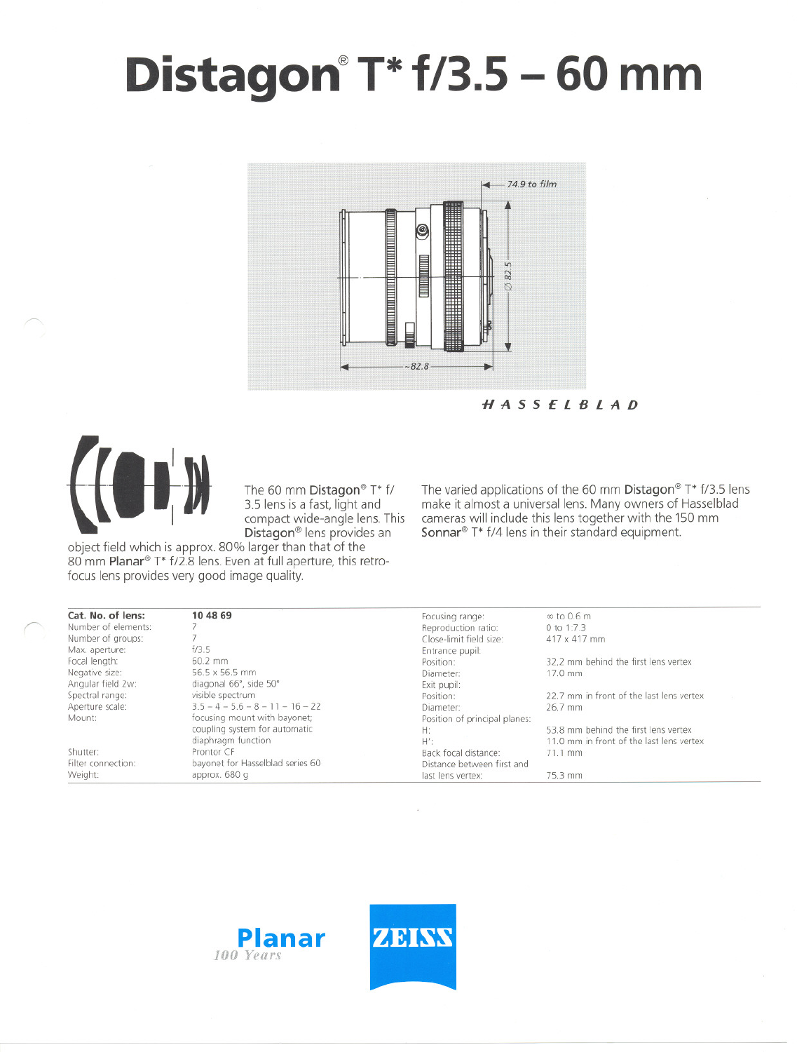# Distagon® T* f/3.5 – 60 mm

HASSELBLAD

The 60 mm **Distagon®** T* f/3.5 lens is a fast, light and compact wide-angle lens. This **Distagon®** lens provides an object field which is approx. 80% larger than that of the 80 mm **Planar®** T* f/2.8 lens. Even at full aperture, this retro-focus lens provides very good image quality.

The varied applications of the 60 mm **Distagon®** T* f/3.5 lens make it almost a universal lens. Many owners of Hasselblad cameras will include this lens together with the 150 mm **Sonnar®** T* f/4 lens in their standard equipment.

| **Cat. No. of lens:** | **10 48 69** |
|---|---|
| Number of elements: | 7 |
| Number of groups: | 7 |
| Max. aperture: | f/3.5 |
| Focal length: | 60.2 mm |
| Negative size: | 56.5 x 56.5 mm |
| Angular field 2w: | diagonal 66°, side 50° |
| Spectral range: | visible spectrum |
| Aperture scale: | 3.5 – 4 – 5.6 – 8 – 11 – 16 – 22 |
| Mount: | focusing mount with bayonet; coupling system for automatic diaphragm function |
| Shutter: | Prontor CF |
| Filter connection: | bayonet for Hasselblad series 60 |
| Weight: | approx. 680 g |

| | |
|---|---|
| Focusing range: | ∞ to 0.6 m |
| Reproduction ratio: | 0 to 1:7.3 |
| Close-limit field size: | 417 x 417 mm |
| Entrance pupil: | |
| Position: | 32.2 mm behind the first lens vertex |
| Diameter: | 17.0 mm |
| Exit pupil: | |
| Position: | 22.7 mm in front of the last lens vertex |
| Diameter: | 26.7 mm |
| Position of principal planes: | |
| H: | 53.8 mm behind the first lens vertex |
| H': | 11.0 mm in front of the last lens vertex |
| Back focal distance: | 71.1 mm |
| Distance between first and last lens vertex: | 75.3 mm |

**Planar**
*100 Years*

ZEISS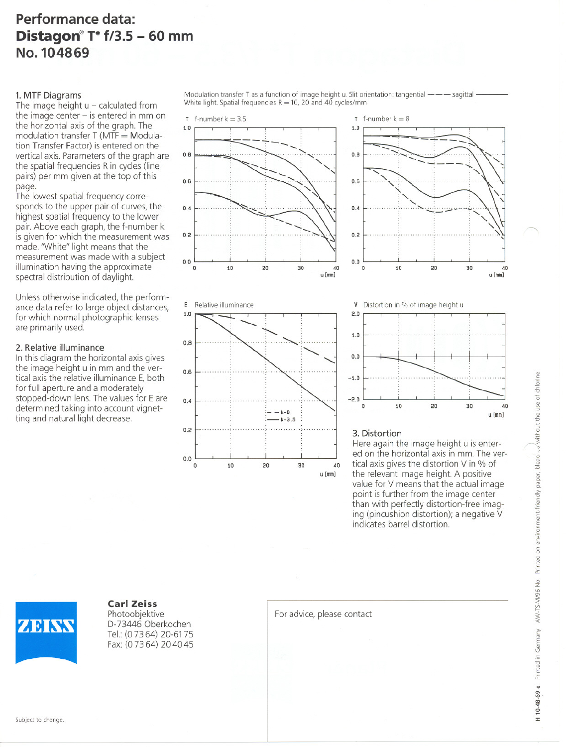# Performance data:
# Distagon® T* f/3.5 – 60 mm
# No. 104869

## 1. MTF Diagrams

The image height u – calculated from the image center – is entered in mm on the horizontal axis of the graph. The modulation transfer T (MTF = Modulation Transfer Factor) is entered on the vertical axis. Parameters of the graph are the spatial frequencies R in cycles (line pairs) per mm given at the top of this page.
The lowest spatial frequency corresponds to the upper pair of curves, the highest spatial frequency to the lower pair. Above each graph, the f-number k is given for which the measurement was made. "White" light means that the measurement was made with a subject illumination having the approximate spectral distribution of daylight.

Unless otherwise indicated, the performance data refer to large object distances, for which normal photographic lenses are primarily used.

Modulation transfer T as a function of image height u. Slit orientation: tangential – – – sagittal ———
White light. Spatial frequencies R = 10, 20 and 40 cycles/mm

T f-number k = 3.5
1.0
0.8
0.6
0.4
0.2
0.0
0 10 20 30 40
u [mm]

T f-number k = 8
1.0
0.8
0.6
0.4
0.2
0.0
0 10 20 30 40
u [mm]

## 2. Relative illuminance

In this diagram the horizontal axis gives the image height u in mm and the vertical axis the relative illuminance E, both for full aperture and a moderately stopped-down lens. The values for E are determined taking into account vignetting and natural light decrease.

E Relative illuminance
1.0
0.8
0.6
0.4
0.2
0.0
0 10 20 30 40
u [mm]
– – k=8
—— k=3.5

V Distortion in % of image height u
2.0
1.0
0.0
-1.0
-2.0
0 10 20 30 40
u [mm]

## 3. Distortion

Here again the image height u is entered on the horizontal axis in mm. The vertical axis gives the distortion V in % of the relevant image height. A positive value for V means that the actual image point is further from the image center than with perfectly distortion-free imaging (pincushion distortion); a negative V indicates barrel distortion.

**Carl Zeiss**
Photoobjektive
D-73446 Oberkochen
Tel.: (0 73 64) 20-61 75
Fax: (0 73 64) 20 40 45

For advice, please contact

Subject to change.

H 10-48-69 e Printed in Germany AW-TS-VI/96 No Printed on environment-friendly paper, bleached without the use of chlorine